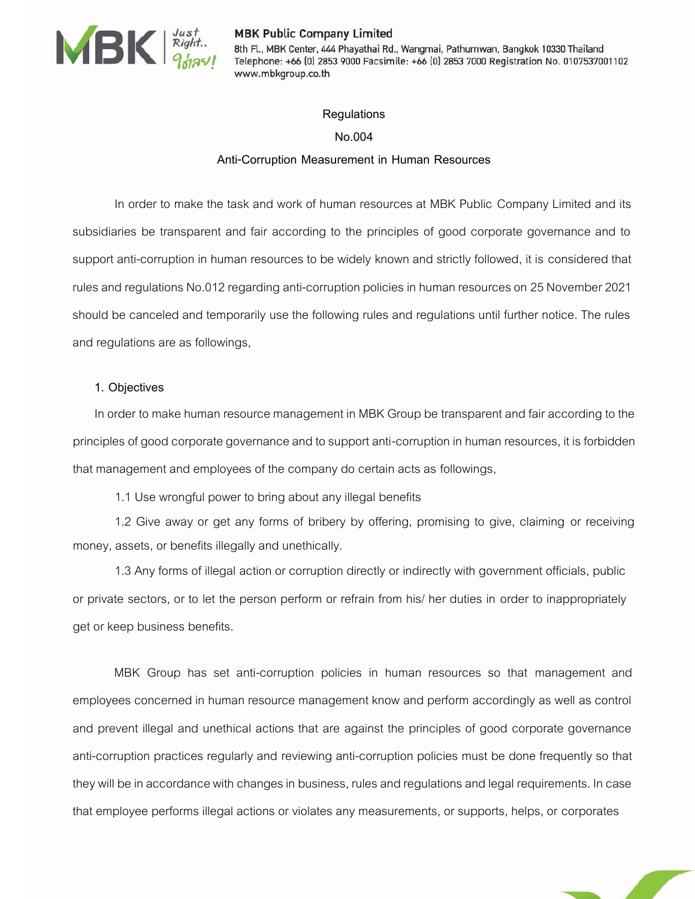MBK Public Company Limited
8th Fl., MBK Center, 444 Phayathai Rd., Wangmai, Pathumwan, Bangkok 10330 Thailand
Telephone: +66 (0) 2853 9000 Facsimile: +66 (0) 2853 7000 Registration No. 0107537001102
www.mbkgroup.co.th

# Regulations

## No.004

## Anti-Corruption Measurement in Human Resources

In order to make the task and work of human resources at MBK Public Company Limited and its subsidiaries be transparent and fair according to the principles of good corporate governance and to support anti-corruption in human resources to be widely known and strictly followed, it is considered that rules and regulations No.012 regarding anti-corruption policies in human resources on 25 November 2021 should be canceled and temporarily use the following rules and regulations until further notice. The rules and regulations are as followings,

### 1. Objectives

In order to make human resource management in MBK Group be transparent and fair according to the principles of good corporate governance and to support anti-corruption in human resources, it is forbidden that management and employees of the company do certain acts as followings,

1.1 Use wrongful power to bring about any illegal benefits

1.2 Give away or get any forms of bribery by offering, promising to give, claiming or receiving money, assets, or benefits illegally and unethically.

1.3 Any forms of illegal action or corruption directly or indirectly with government officials, public or private sectors, or to let the person perform or refrain from his/ her duties in order to inappropriately get or keep business benefits.

MBK Group has set anti-corruption policies in human resources so that management and employees concerned in human resource management know and perform accordingly as well as control and prevent illegal and unethical actions that are against the principles of good corporate governance anti-corruption practices regularly and reviewing anti-corruption policies must be done frequently so that they will be in accordance with changes in business, rules and regulations and legal requirements. In case that employee performs illegal actions or violates any measurements, or supports, helps, or corporates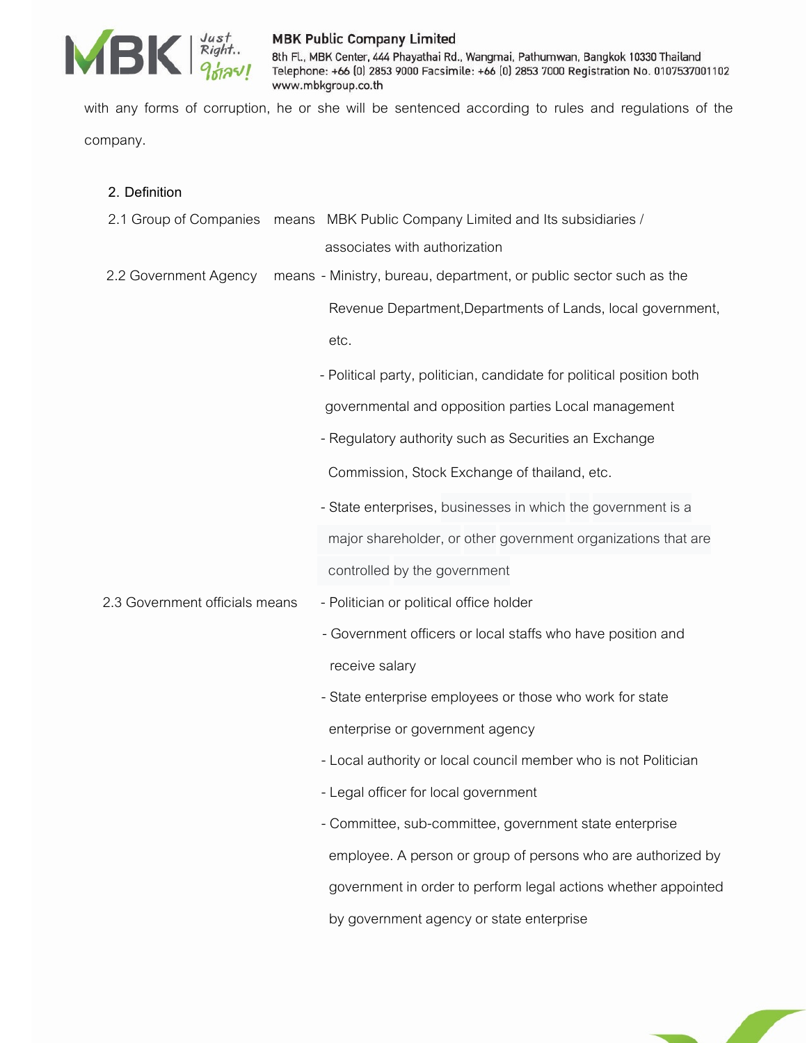with any forms of corruption, he or she will be sentenced according to rules and regulations of the company.

2. Definition

2.1 Group of Companies means MBK Public Company Limited and Its subsidiaries / associates with authorization

2.2 Government Agency means
- Ministry, bureau, department, or public sector such as the Revenue Department,Departments of Lands, local government, etc.
- Political party, politician, candidate for political position both governmental and opposition parties Local management
- Regulatory authority such as Securities an Exchange Commission, Stock Exchange of thailand, etc.
- State enterprises, businesses in which the government is a major shareholder, or other government organizations that are controlled by the government

2.3 Government officials means
- Politician or political office holder
- Government officers or local staffs who have position and receive salary
- State enterprise employees or those who work for state enterprise or government agency
- Local authority or local council member who is not Politician
- Legal officer for local government
- Committee, sub-committee, government state enterprise employee. A person or group of persons who are authorized by government in order to perform legal actions whether appointed by government agency or state enterprise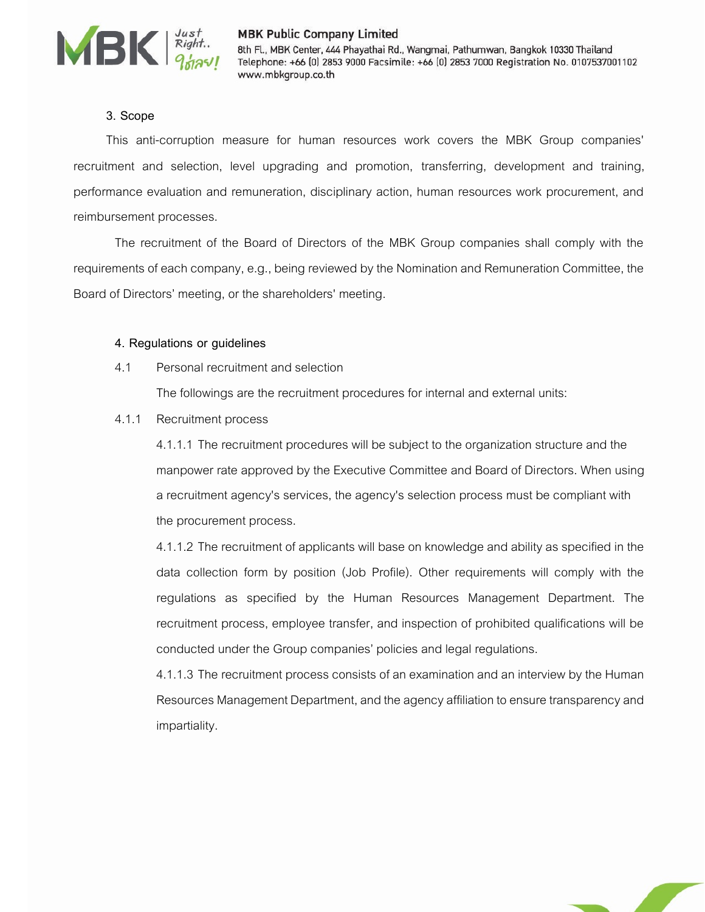## 3. Scope

This anti-corruption measure for human resources work covers the MBK Group companies' recruitment and selection, level upgrading and promotion, transferring, development and training, performance evaluation and remuneration, disciplinary action, human resources work procurement, and reimbursement processes.

The recruitment of the Board of Directors of the MBK Group companies shall comply with the requirements of each company, e.g., being reviewed by the Nomination and Remuneration Committee, the Board of Directors' meeting, or the shareholders' meeting.

## 4. Regulations or guidelines

### 4.1 Personal recruitment and selection

The followings are the recruitment procedures for internal and external units:

#### 4.1.1 Recruitment process

4.1.1.1 The recruitment procedures will be subject to the organization structure and the manpower rate approved by the Executive Committee and Board of Directors. When using a recruitment agency's services, the agency's selection process must be compliant with the procurement process.

4.1.1.2 The recruitment of applicants will base on knowledge and ability as specified in the data collection form by position (Job Profile). Other requirements will comply with the regulations as specified by the Human Resources Management Department. The recruitment process, employee transfer, and inspection of prohibited qualifications will be conducted under the Group companies' policies and legal regulations.

4.1.1.3 The recruitment process consists of an examination and an interview by the Human Resources Management Department, and the agency affiliation to ensure transparency and impartiality.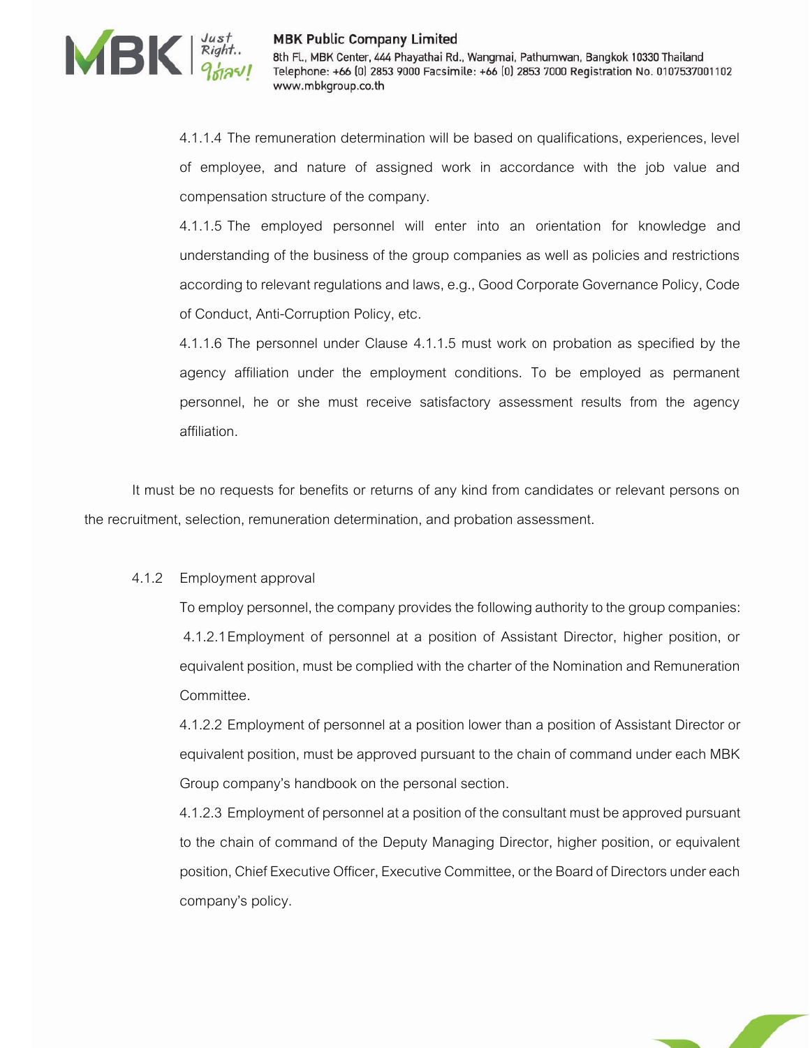4.1.1.4 The remuneration determination will be based on qualifications, experiences, level of employee, and nature of assigned work in accordance with the job value and compensation structure of the company.

4.1.1.5 The employed personnel will enter into an orientation for knowledge and understanding of the business of the group companies as well as policies and restrictions according to relevant regulations and laws, e.g., Good Corporate Governance Policy, Code of Conduct, Anti-Corruption Policy, etc.

4.1.1.6 The personnel under Clause 4.1.1.5 must work on probation as specified by the agency affiliation under the employment conditions. To be employed as permanent personnel, he or she must receive satisfactory assessment results from the agency affiliation.

It must be no requests for benefits or returns of any kind from candidates or relevant persons on the recruitment, selection, remuneration determination, and probation assessment.

4.1.2 Employment approval

To employ personnel, the company provides the following authority to the group companies:

4.1.2.1 Employment of personnel at a position of Assistant Director, higher position, or equivalent position, must be complied with the charter of the Nomination and Remuneration Committee.

4.1.2.2 Employment of personnel at a position lower than a position of Assistant Director or equivalent position, must be approved pursuant to the chain of command under each MBK Group company's handbook on the personal section.

4.1.2.3 Employment of personnel at a position of the consultant must be approved pursuant to the chain of command of the Deputy Managing Director, higher position, or equivalent position, Chief Executive Officer, Executive Committee, or the Board of Directors under each company's policy.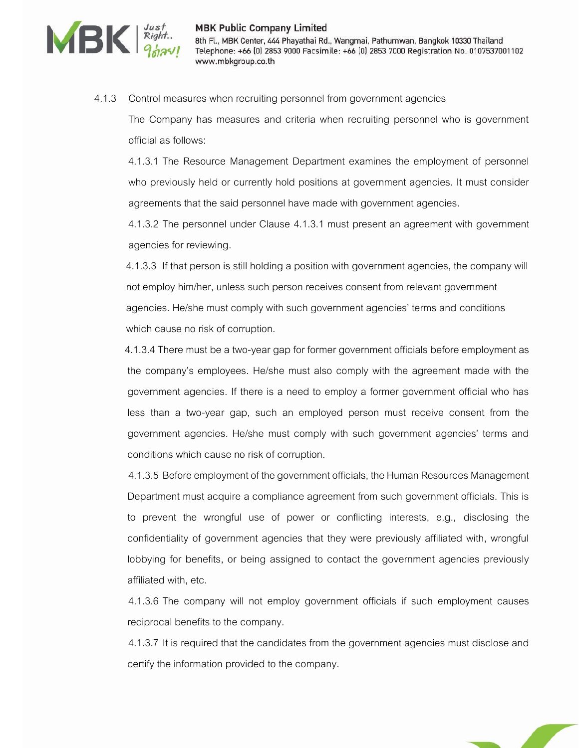4.1.3 Control measures when recruiting personnel from government agencies

The Company has measures and criteria when recruiting personnel who is government official as follows:

4.1.3.1 The Resource Management Department examines the employment of personnel who previously held or currently hold positions at government agencies. It must consider agreements that the said personnel have made with government agencies.

4.1.3.2 The personnel under Clause 4.1.3.1 must present an agreement with government agencies for reviewing.

4.1.3.3 If that person is still holding a position with government agencies, the company will not employ him/her, unless such person receives consent from relevant government agencies. He/she must comply with such government agencies' terms and conditions which cause no risk of corruption.

4.1.3.4 There must be a two-year gap for former government officials before employment as the company's employees. He/she must also comply with the agreement made with the government agencies. If there is a need to employ a former government official who has less than a two-year gap, such an employed person must receive consent from the government agencies. He/she must comply with such government agencies' terms and conditions which cause no risk of corruption.

4.1.3.5 Before employment of the government officials, the Human Resources Management Department must acquire a compliance agreement from such government officials. This is to prevent the wrongful use of power or conflicting interests, e.g., disclosing the confidentiality of government agencies that they were previously affiliated with, wrongful lobbying for benefits, or being assigned to contact the government agencies previously affiliated with, etc.

4.1.3.6 The company will not employ government officials if such employment causes reciprocal benefits to the company.

4.1.3.7 It is required that the candidates from the government agencies must disclose and certify the information provided to the company.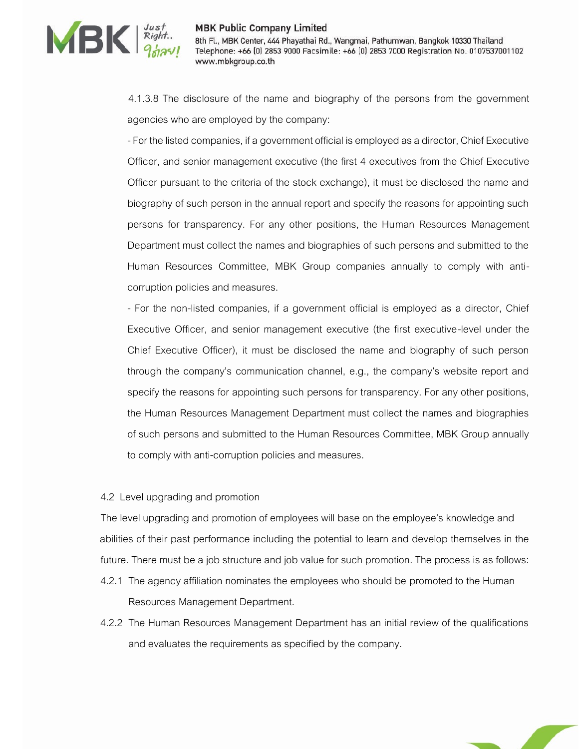4.1.3.8 The disclosure of the name and biography of the persons from the government agencies who are employed by the company:

- For the listed companies, if a government official is employed as a director, Chief Executive Officer, and senior management executive (the first 4 executives from the Chief Executive Officer pursuant to the criteria of the stock exchange), it must be disclosed the name and biography of such person in the annual report and specify the reasons for appointing such persons for transparency. For any other positions, the Human Resources Management Department must collect the names and biographies of such persons and submitted to the Human Resources Committee, MBK Group companies annually to comply with anti-corruption policies and measures.

- For the non-listed companies, if a government official is employed as a director, Chief Executive Officer, and senior management executive (the first executive-level under the Chief Executive Officer), it must be disclosed the name and biography of such person through the company's communication channel, e.g., the company's website report and specify the reasons for appointing such persons for transparency. For any other positions, the Human Resources Management Department must collect the names and biographies of such persons and submitted to the Human Resources Committee, MBK Group annually to comply with anti-corruption policies and measures.

4.2 Level upgrading and promotion

The level upgrading and promotion of employees will base on the employee's knowledge and abilities of their past performance including the potential to learn and develop themselves in the future. There must be a job structure and job value for such promotion. The process is as follows:

4.2.1 The agency affiliation nominates the employees who should be promoted to the Human Resources Management Department.

4.2.2 The Human Resources Management Department has an initial review of the qualifications and evaluates the requirements as specified by the company.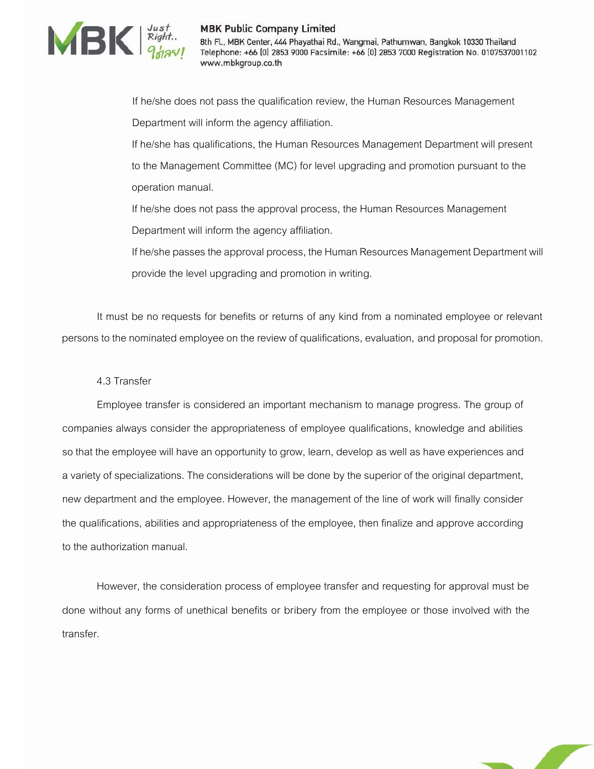If he/she does not pass the qualification review, the Human Resources Management Department will inform the agency affiliation.

If he/she has qualifications, the Human Resources Management Department will present to the Management Committee (MC) for level upgrading and promotion pursuant to the operation manual.

If he/she does not pass the approval process, the Human Resources Management Department will inform the agency affiliation.

If he/she passes the approval process, the Human Resources Management Department will provide the level upgrading and promotion in writing.

It must be no requests for benefits or returns of any kind from a nominated employee or relevant persons to the nominated employee on the review of qualifications, evaluation, and proposal for promotion.

4.3 Transfer

Employee transfer is considered an important mechanism to manage progress. The group of companies always consider the appropriateness of employee qualifications, knowledge and abilities so that the employee will have an opportunity to grow, learn, develop as well as have experiences and a variety of specializations. The considerations will be done by the superior of the original department, new department and the employee. However, the management of the line of work will finally consider the qualifications, abilities and appropriateness of the employee, then finalize and approve according to the authorization manual.

However, the consideration process of employee transfer and requesting for approval must be done without any forms of unethical benefits or bribery from the employee or those involved with the transfer.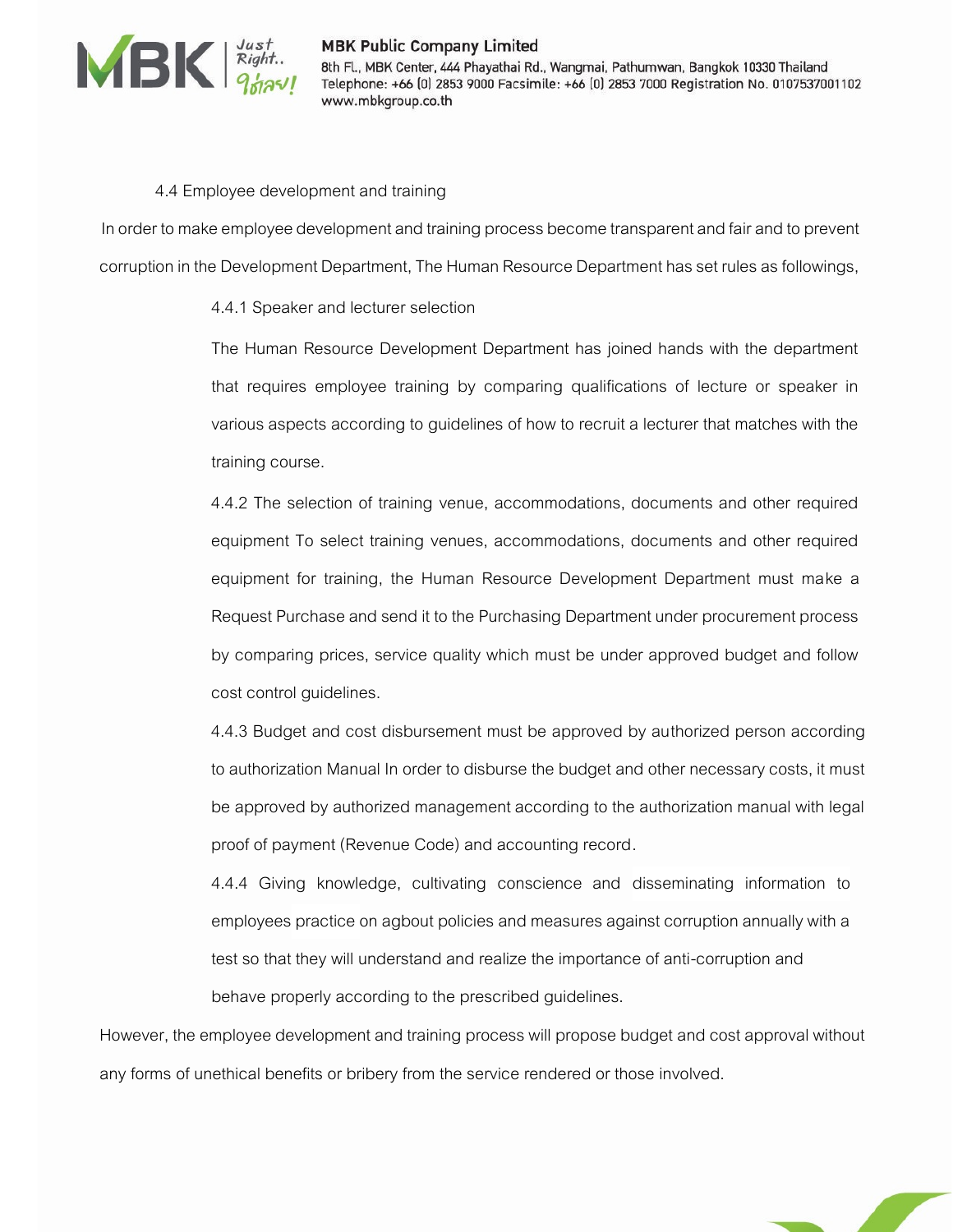4.4 Employee development and training

In order to make employee development and training process become transparent and fair and to prevent corruption in the Development Department, The Human Resource Department has set rules as followings,

4.4.1 Speaker and lecturer selection

The Human Resource Development Department has joined hands with the department that requires employee training by comparing qualifications of lecture or speaker in various aspects according to guidelines of how to recruit a lecturer that matches with the training course.

4.4.2 The selection of training venue, accommodations, documents and other required equipment To select training venues, accommodations, documents and other required equipment for training, the Human Resource Development Department must make a Request Purchase and send it to the Purchasing Department under procurement process by comparing prices, service quality which must be under approved budget and follow cost control guidelines.

4.4.3 Budget and cost disbursement must be approved by authorized person according to authorization Manual In order to disburse the budget and other necessary costs, it must be approved by authorized management according to the authorization manual with legal proof of payment (Revenue Code) and accounting record.

4.4.4 Giving knowledge, cultivating conscience and disseminating information to employees practice on agbout policies and measures against corruption annually with a test so that they will understand and realize the importance of anti-corruption and behave properly according to the prescribed guidelines.

However, the employee development and training process will propose budget and cost approval without any forms of unethical benefits or bribery from the service rendered or those involved.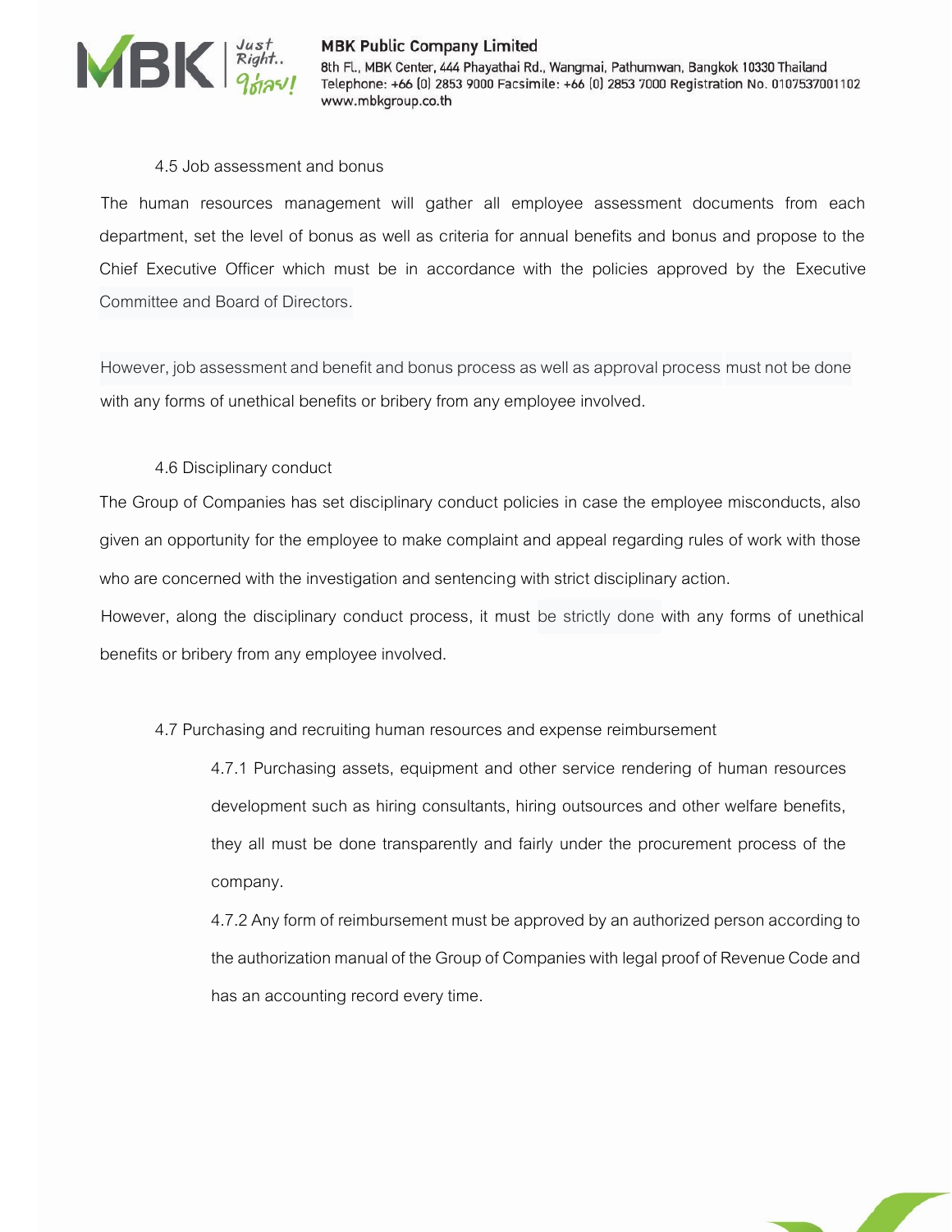4.5 Job assessment and bonus

The human resources management will gather all employee assessment documents from each department, set the level of bonus as well as criteria for annual benefits and bonus and propose to the Chief Executive Officer which must be in accordance with the policies approved by the Executive Committee and Board of Directors.

However, job assessment and benefit and bonus process as well as approval process must not be done with any forms of unethical benefits or bribery from any employee involved.

4.6 Disciplinary conduct

The Group of Companies has set disciplinary conduct policies in case the employee misconducts, also given an opportunity for the employee to make complaint and appeal regarding rules of work with those who are concerned with the investigation and sentencing with strict disciplinary action.
However, along the disciplinary conduct process, it must be strictly done with any forms of unethical benefits or bribery from any employee involved.

4.7 Purchasing and recruiting human resources and expense reimbursement

4.7.1 Purchasing assets, equipment and other service rendering of human resources development such as hiring consultants, hiring outsources and other welfare benefits, they all must be done transparently and fairly under the procurement process of the company.

4.7.2 Any form of reimbursement must be approved by an authorized person according to the authorization manual of the Group of Companies with legal proof of Revenue Code and has an accounting record every time.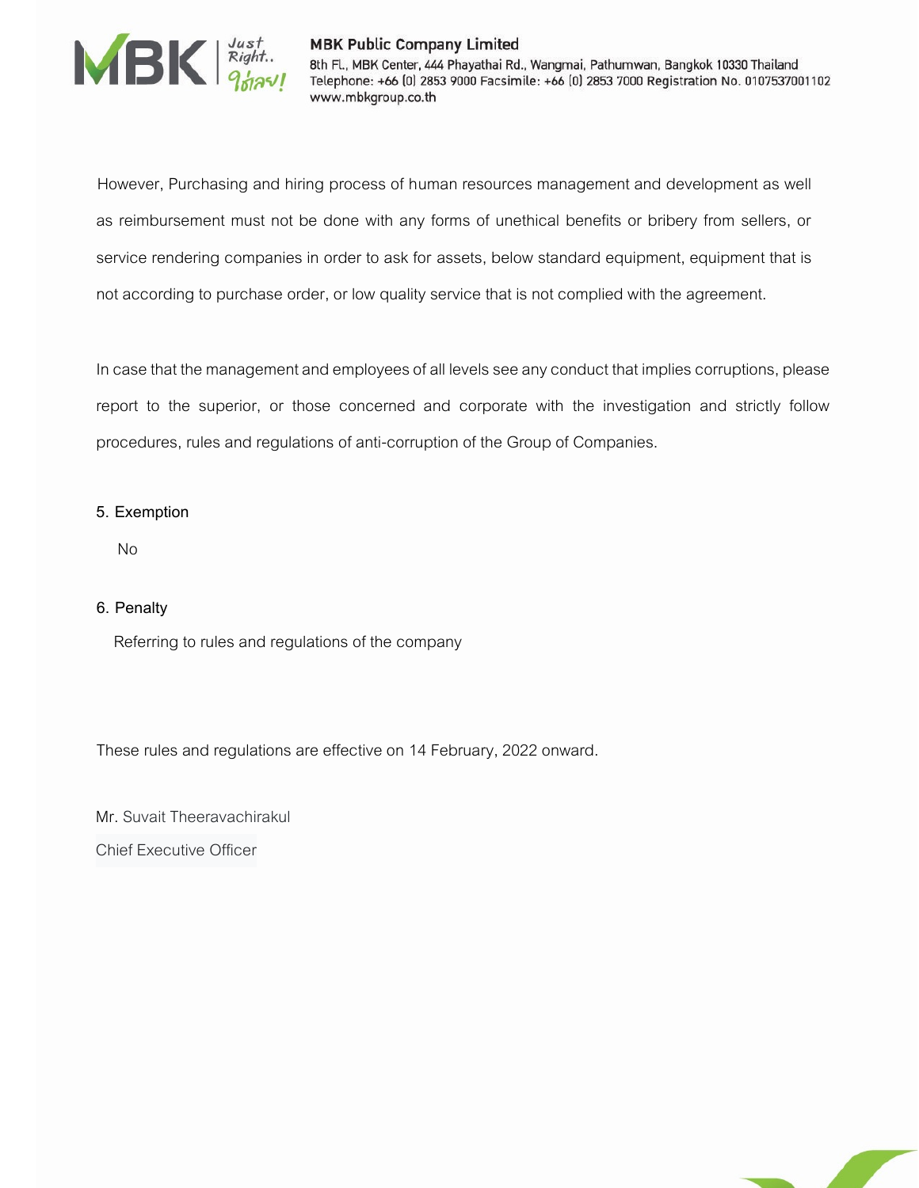However, Purchasing and hiring process of human resources management and development as well as reimbursement must not be done with any forms of unethical benefits or bribery from sellers, or service rendering companies in order to ask for assets, below standard equipment, equipment that is not according to purchase order, or low quality service that is not complied with the agreement.

In case that the management and employees of all levels see any conduct that implies corruptions, please report to the superior, or those concerned and corporate with the investigation and strictly follow procedures, rules and regulations of anti-corruption of the Group of Companies.

5. Exemption

No

6. Penalty

Referring to rules and regulations of the company

These rules and regulations are effective on 14 February, 2022 onward.

Mr. Suvait Theeravachirakul

Chief Executive Officer